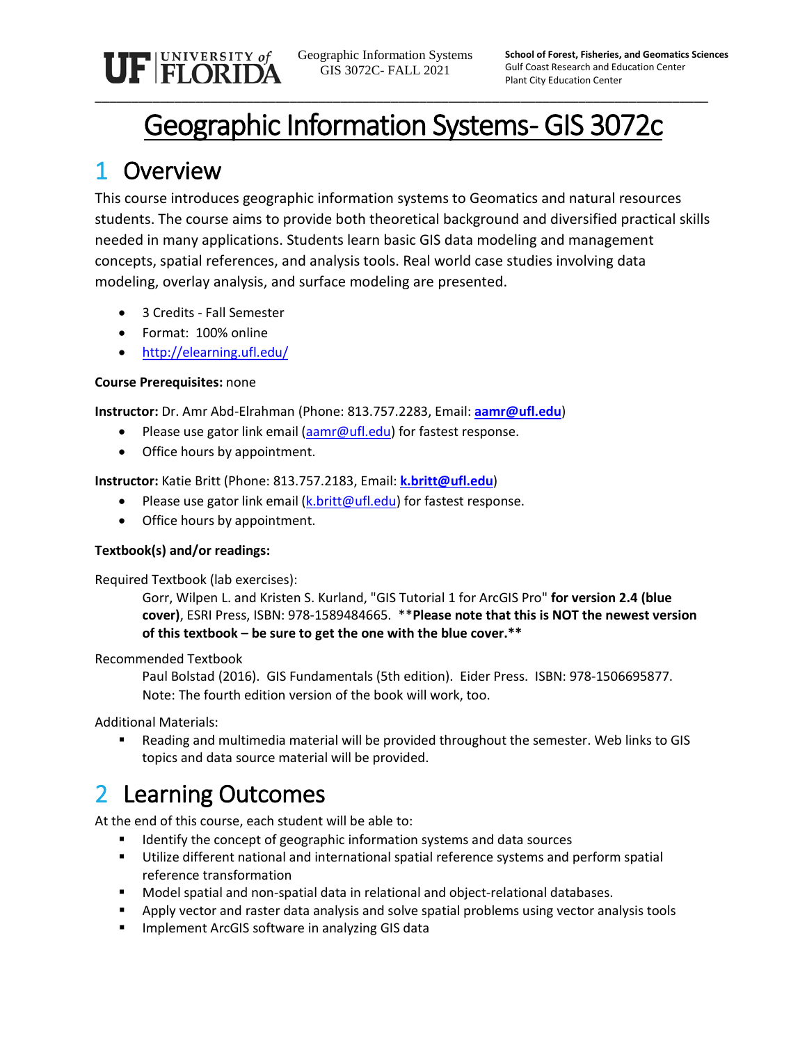# Geographic Information Systems- GIS 3072c

## 1 Overview

This course introduces geographic information systems to Geomatics and natural resources students. The course aims to provide both theoretical background and diversified practical skills needed in many applications. Students learn basic GIS data modeling and management concepts, spatial references, and analysis tools. Real world case studies involving data modeling, overlay analysis, and surface modeling are presented.

- 3 Credits - Fall Semester
- Format: 100% online
- http://elearning.ufl.edu/

**Course Prerequisites:** none

**Instructor:** Dr. Amr Abd-Elrahman (Phone: 813.757.2283, Email: **aamr@ufl.edu**)

- Please use gator link email (aamr@ufl.edu) for fastest response.
- Office hours by appointment.

**Instructor:** Katie Britt (Phone: 813.757.2183, Email: **k.britt@ufl.edu**)

- Please use gator link email (k.britt@ufl.edu) for fastest response.
- Office hours by appointment.

**Textbook(s) and/or readings:**

Required Textbook (lab exercises):

Gorr, Wilpen L. and Kristen S. Kurland, "GIS Tutorial 1 for ArcGIS Pro" **for version 2.4 (blue cover)**, ESRI Press, ISBN: 978-1589484665. ****Please note that this is NOT the newest version of this textbook – be sure to get the one with the blue cover.****

Recommended Textbook

Paul Bolstad (2016). GIS Fundamentals (5th edition). Eider Press. ISBN: 978-1506695877. Note: The fourth edition version of the book will work, too.

Additional Materials:

- Reading and multimedia material will be provided throughout the semester. Web links to GIS topics and data source material will be provided.

## 2 Learning Outcomes

At the end of this course, each student will be able to:

- Identify the concept of geographic information systems and data sources
- Utilize different national and international spatial reference systems and perform spatial reference transformation
- Model spatial and non-spatial data in relational and object-relational databases.
- Apply vector and raster data analysis and solve spatial problems using vector analysis tools
- Implement ArcGIS software in analyzing GIS data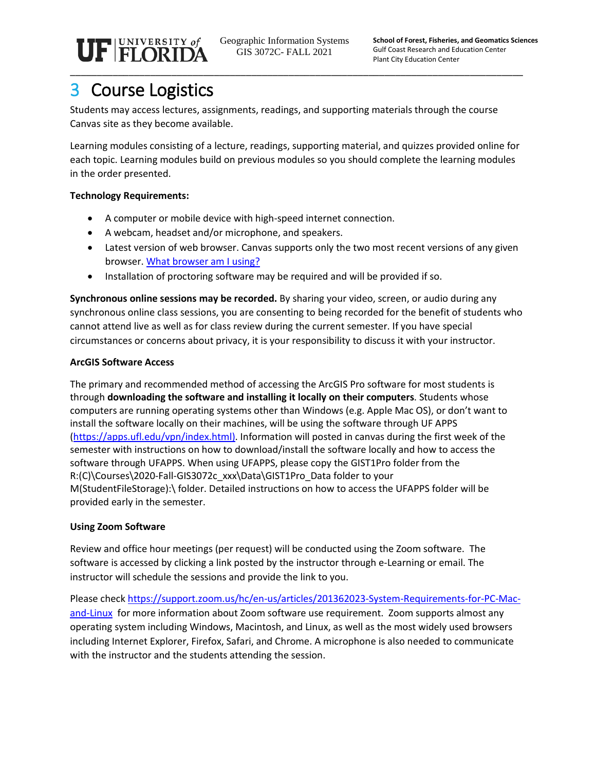# 3 Course Logistics

Students may access lectures, assignments, readings, and supporting materials through the course Canvas site as they become available.

Learning modules consisting of a lecture, readings, supporting material, and quizzes provided online for each topic. Learning modules build on previous modules so you should complete the learning modules in the order presented.

**Technology Requirements:**

- A computer or mobile device with high-speed internet connection.
- A webcam, headset and/or microphone, and speakers.
- Latest version of web browser. Canvas supports only the two most recent versions of any given browser. [What browser am I using?]
- Installation of proctoring software may be required and will be provided if so.

**Synchronous online sessions may be recorded.** By sharing your video, screen, or audio during any synchronous online class sessions, you are consenting to being recorded for the benefit of students who cannot attend live as well as for class review during the current semester. If you have special circumstances or concerns about privacy, it is your responsibility to discuss it with your instructor.

**ArcGIS Software Access**

The primary and recommended method of accessing the ArcGIS Pro software for most students is through **downloading the software and installing it locally on their computers**. Students whose computers are running operating systems other than Windows (e.g. Apple Mac OS), or don't want to install the software locally on their machines, will be using the software through UF APPS (https://apps.ufl.edu/vpn/index.html). Information will posted in canvas during the first week of the semester with instructions on how to download/install the software locally and how to access the software through UFAPPS. When using UFAPPS, please copy the GIST1Pro folder from the R:(C)\Courses\2020-Fall-GIS3072c_xxx\Data\GIST1Pro_Data folder to your M(StudentFileStorage):\ folder. Detailed instructions on how to access the UFAPPS folder will be provided early in the semester.

**Using Zoom Software**

Review and office hour meetings (per request) will be conducted using the Zoom software. The software is accessed by clicking a link posted by the instructor through e-Learning or email. The instructor will schedule the sessions and provide the link to you.

Please check https://support.zoom.us/hc/en-us/articles/201362023-System-Requirements-for-PC-Mac-and-Linux for more information about Zoom software use requirement. Zoom supports almost any operating system including Windows, Macintosh, and Linux, as well as the most widely used browsers including Internet Explorer, Firefox, Safari, and Chrome. A microphone is also needed to communicate with the instructor and the students attending the session.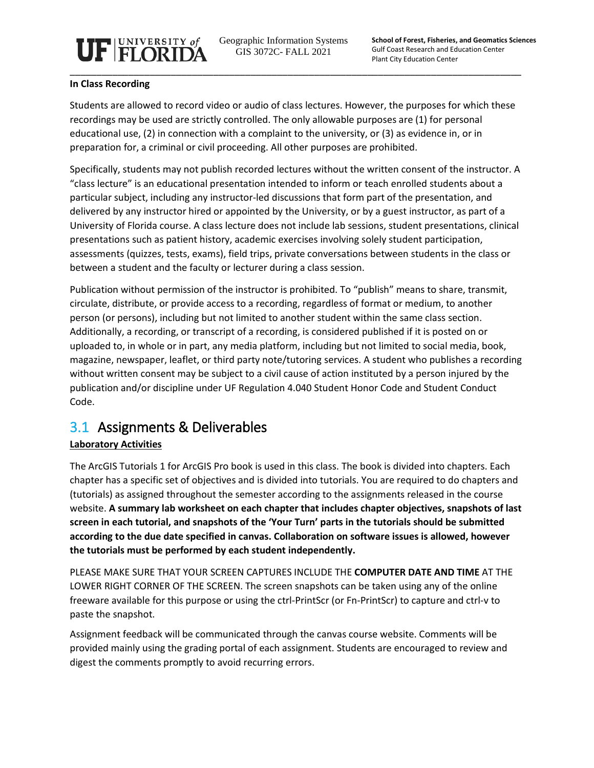**In Class Recording**

Students are allowed to record video or audio of class lectures. However, the purposes for which these recordings may be used are strictly controlled. The only allowable purposes are (1) for personal educational use, (2) in connection with a complaint to the university, or (3) as evidence in, or in preparation for, a criminal or civil proceeding. All other purposes are prohibited.

Specifically, students may not publish recorded lectures without the written consent of the instructor. A "class lecture" is an educational presentation intended to inform or teach enrolled students about a particular subject, including any instructor-led discussions that form part of the presentation, and delivered by any instructor hired or appointed by the University, or by a guest instructor, as part of a University of Florida course. A class lecture does not include lab sessions, student presentations, clinical presentations such as patient history, academic exercises involving solely student participation, assessments (quizzes, tests, exams), field trips, private conversations between students in the class or between a student and the faculty or lecturer during a class session.

Publication without permission of the instructor is prohibited. To "publish" means to share, transmit, circulate, distribute, or provide access to a recording, regardless of format or medium, to another person (or persons), including but not limited to another student within the same class section. Additionally, a recording, or transcript of a recording, is considered published if it is posted on or uploaded to, in whole or in part, any media platform, including but not limited to social media, book, magazine, newspaper, leaflet, or third party note/tutoring services. A student who publishes a recording without written consent may be subject to a civil cause of action instituted by a person injured by the publication and/or discipline under UF Regulation 4.040 Student Honor Code and Student Conduct Code.

## 3.1 Assignments & Deliverables

**Laboratory Activities**

The ArcGIS Tutorials 1 for ArcGIS Pro book is used in this class. The book is divided into chapters. Each chapter has a specific set of objectives and is divided into tutorials. You are required to do chapters and (tutorials) as assigned throughout the semester according to the assignments released in the course website. **A summary lab worksheet on each chapter that includes chapter objectives, snapshots of last screen in each tutorial, and snapshots of the 'Your Turn' parts in the tutorials should be submitted according to the due date specified in canvas. Collaboration on software issues is allowed, however the tutorials must be performed by each student independently.**

PLEASE MAKE SURE THAT YOUR SCREEN CAPTURES INCLUDE THE **COMPUTER DATE AND TIME** AT THE LOWER RIGHT CORNER OF THE SCREEN. The screen snapshots can be taken using any of the online freeware available for this purpose or using the ctrl-PrintScr (or Fn-PrintScr) to capture and ctrl-v to paste the snapshot.

Assignment feedback will be communicated through the canvas course website. Comments will be provided mainly using the grading portal of each assignment. Students are encouraged to review and digest the comments promptly to avoid recurring errors.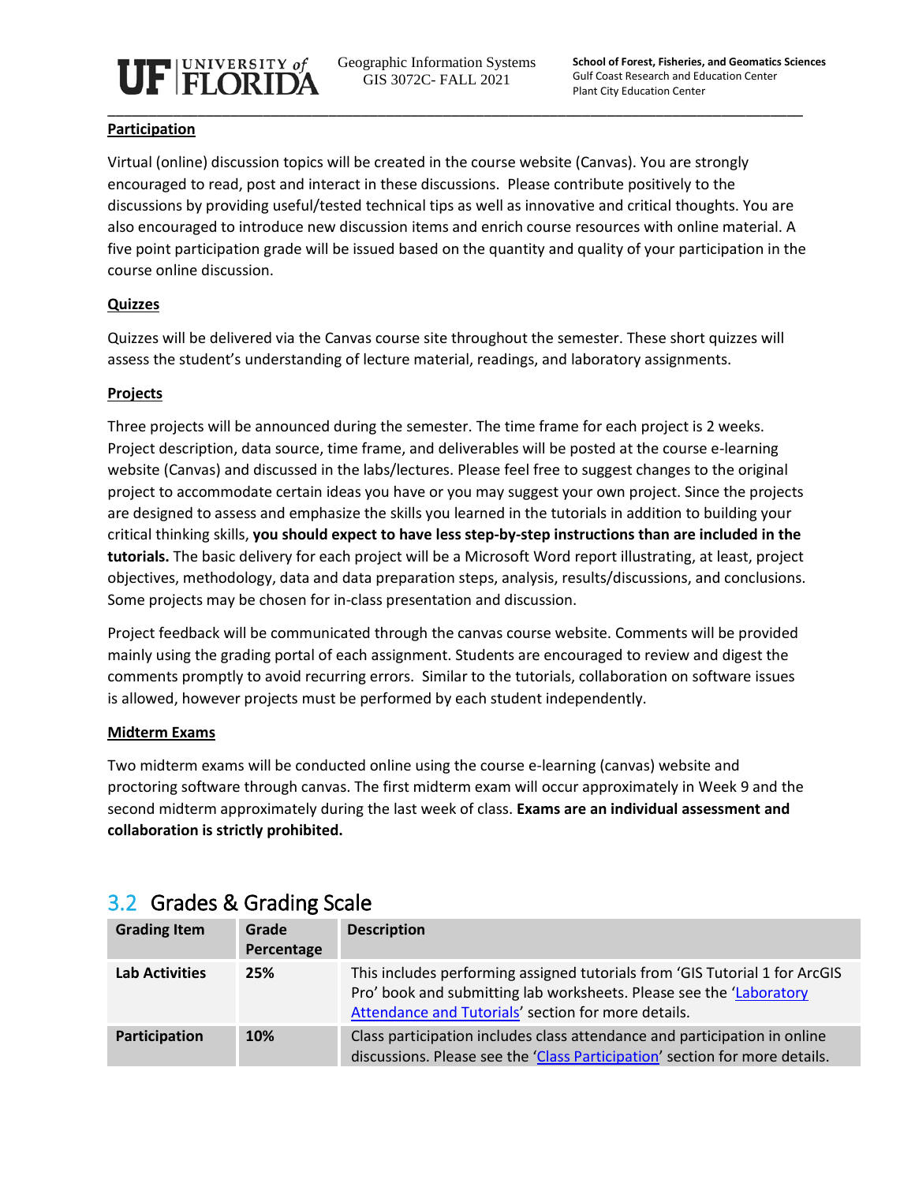**Participation**

Virtual (online) discussion topics will be created in the course website (Canvas). You are strongly encouraged to read, post and interact in these discussions. Please contribute positively to the discussions by providing useful/tested technical tips as well as innovative and critical thoughts. You are also encouraged to introduce new discussion items and enrich course resources with online material. A five point participation grade will be issued based on the quantity and quality of your participation in the course online discussion.

**Quizzes**

Quizzes will be delivered via the Canvas course site throughout the semester. These short quizzes will assess the student's understanding of lecture material, readings, and laboratory assignments.

**Projects**

Three projects will be announced during the semester. The time frame for each project is 2 weeks. Project description, data source, time frame, and deliverables will be posted at the course e-learning website (Canvas) and discussed in the labs/lectures. Please feel free to suggest changes to the original project to accommodate certain ideas you have or you may suggest your own project. Since the projects are designed to assess and emphasize the skills you learned in the tutorials in addition to building your critical thinking skills, **you should expect to have less step-by-step instructions than are included in the tutorials.** The basic delivery for each project will be a Microsoft Word report illustrating, at least, project objectives, methodology, data and data preparation steps, analysis, results/discussions, and conclusions. Some projects may be chosen for in-class presentation and discussion.

Project feedback will be communicated through the canvas course website. Comments will be provided mainly using the grading portal of each assignment. Students are encouraged to review and digest the comments promptly to avoid recurring errors. Similar to the tutorials, collaboration on software issues is allowed, however projects must be performed by each student independently.

**Midterm Exams**

Two midterm exams will be conducted online using the course e-learning (canvas) website and proctoring software through canvas. The first midterm exam will occur approximately in Week 9 and the second midterm approximately during the last week of class. **Exams are an individual assessment and collaboration is strictly prohibited.**

## 3.2 Grades & Grading Scale

| Grading Item | Grade Percentage | Description |
|---|---|---|
| **Lab Activities** | **25%** | This includes performing assigned tutorials from 'GIS Tutorial 1 for ArcGIS Pro' book and submitting lab worksheets. Please see the 'Laboratory Attendance and Tutorials' section for more details. |
| **Participation** | **10%** | Class participation includes class attendance and participation in online discussions. Please see the 'Class Participation' section for more details. |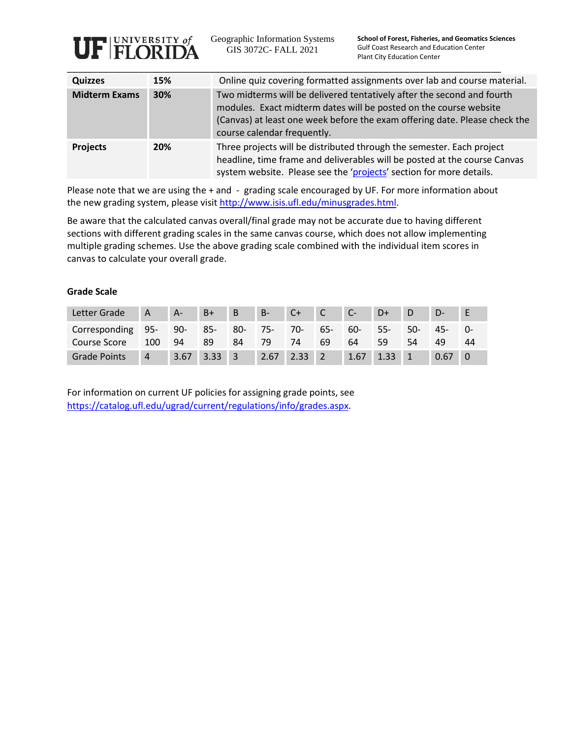| Quizzes | 15% | Online quiz covering formatted assignments over lab and course material. |
|---|---|---|
| Midterm Exams | 30% | Two midterms will be delivered tentatively after the second and fourth modules. Exact midterm dates will be posted on the course website (Canvas) at least one week before the exam offering date. Please check the course calendar frequently. |
| Projects | 20% | Three projects will be distributed through the semester. Each project headline, time frame and deliverables will be posted at the course Canvas system website. Please see the 'projects' section for more details. |

Please note that we are using the + and - grading scale encouraged by UF. For more information about the new grading system, please visit http://www.isis.ufl.edu/minusgrades.html.

Be aware that the calculated canvas overall/final grade may not be accurate due to having different sections with different grading scales in the same canvas course, which does not allow implementing multiple grading schemes. Use the above grading scale combined with the individual item scores in canvas to calculate your overall grade.

**Grade Scale**

| Letter Grade | A | A- | B+ | B | B- | C+ | C | C- | D+ | D | D- | E |
|---|---|---|---|---|---|---|---|---|---|---|---|---|
| Corresponding Course Score | 95-100 | 90-94 | 85-89 | 80-84 | 75-79 | 70-74 | 65-69 | 60-64 | 55-59 | 50-54 | 45-49 | 0-44 |
| Grade Points | 4 | 3.67 | 3.33 | 3 | 2.67 | 2.33 | 2 | 1.67 | 1.33 | 1 | 0.67 | 0 |

For information on current UF policies for assigning grade points, see https://catalog.ufl.edu/ugrad/current/regulations/info/grades.aspx.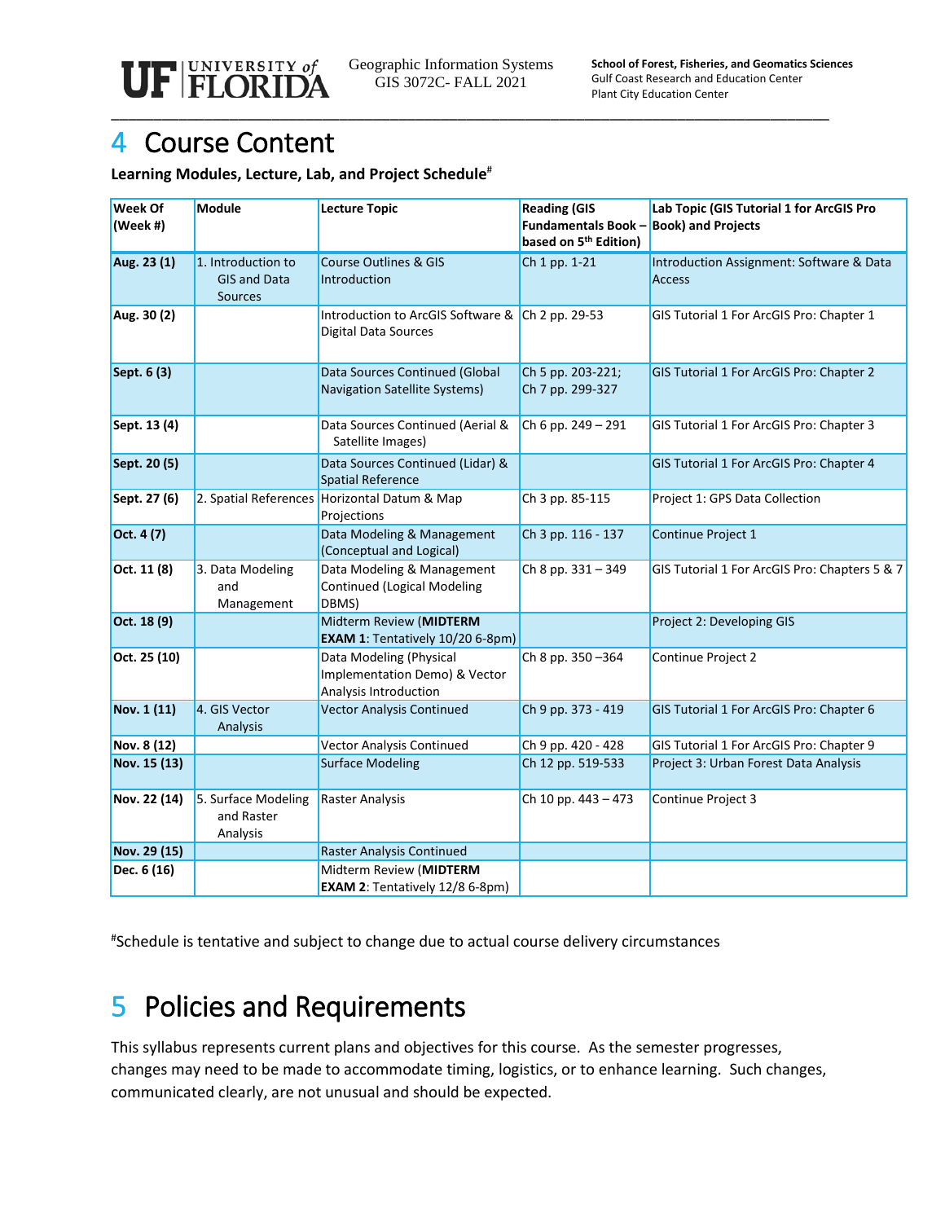# 4 Course Content

**Learning Modules, Lecture, Lab, and Project Schedule[#]**

| Week Of (Week #) | Module | Lecture Topic | Reading (GIS Fundamentals Book – based on 5th Edition) | Lab Topic (GIS Tutorial 1 for ArcGIS Pro Book) and Projects |
|---|---|---|---|---|
| **Aug. 23 (1)** | 1. Introduction to GIS and Data Sources | Course Outlines & GIS Introduction | Ch 1 pp. 1-21 | Introduction Assignment: Software & Data Access |
| **Aug. 30 (2)** | | Introduction to ArcGIS Software & Digital Data Sources | Ch 2 pp. 29-53 | GIS Tutorial 1 For ArcGIS Pro: Chapter 1 |
| **Sept. 6 (3)** | | Data Sources Continued (Global Navigation Satellite Systems) | Ch 5 pp. 203-221; Ch 7 pp. 299-327 | GIS Tutorial 1 For ArcGIS Pro: Chapter 2 |
| **Sept. 13 (4)** | | Data Sources Continued (Aerial & Satellite Images) | Ch 6 pp. 249 – 291 | GIS Tutorial 1 For ArcGIS Pro: Chapter 3 |
| **Sept. 20 (5)** | | Data Sources Continued (Lidar) & Spatial Reference | | GIS Tutorial 1 For ArcGIS Pro: Chapter 4 |
| **Sept. 27 (6)** | 2. Spatial References | Horizontal Datum & Map Projections | Ch 3 pp. 85-115 | Project 1: GPS Data Collection |
| **Oct. 4 (7)** | | Data Modeling & Management (Conceptual and Logical) | Ch 3 pp. 116 - 137 | Continue Project 1 |
| **Oct. 11 (8)** | 3. Data Modeling and Management | Data Modeling & Management Continued (Logical Modeling DBMS) | Ch 8 pp. 331 – 349 | GIS Tutorial 1 For ArcGIS Pro: Chapters 5 & 7 |
| **Oct. 18 (9)** | | Midterm Review (**MIDTERM EXAM 1**: Tentatively 10/20 6-8pm) | | Project 2: Developing GIS |
| **Oct. 25 (10)** | | Data Modeling (Physical Implementation Demo) & Vector Analysis Introduction | Ch 8 pp. 350 –364 | Continue Project 2 |
| **Nov. 1 (11)** | 4. GIS Vector Analysis | Vector Analysis Continued | Ch 9 pp. 373 - 419 | GIS Tutorial 1 For ArcGIS Pro: Chapter 6 |
| **Nov. 8 (12)** | | Vector Analysis Continued | Ch 9 pp. 420 - 428 | GIS Tutorial 1 For ArcGIS Pro: Chapter 9 |
| **Nov. 15 (13)** | | Surface Modeling | Ch 12 pp. 519-533 | Project 3: Urban Forest Data Analysis |
| **Nov. 22 (14)** | 5. Surface Modeling and Raster Analysis | Raster Analysis | Ch 10 pp. 443 – 473 | Continue Project 3 |
| **Nov. 29 (15)** | | Raster Analysis Continued | | |
| **Dec. 6 (16)** | | Midterm Review (**MIDTERM EXAM 2**: Tentatively 12/8 6-8pm) | | |

[#]Schedule is tentative and subject to change due to actual course delivery circumstances

# 5 Policies and Requirements

This syllabus represents current plans and objectives for this course. As the semester progresses, changes may need to be made to accommodate timing, logistics, or to enhance learning. Such changes, communicated clearly, are not unusual and should be expected.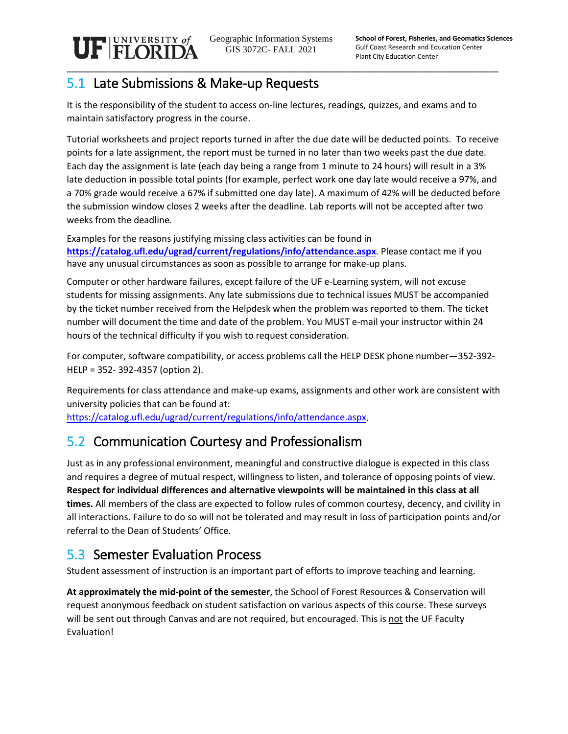## 5.1 Late Submissions & Make-up Requests

It is the responsibility of the student to access on-line lectures, readings, quizzes, and exams and to maintain satisfactory progress in the course.

Tutorial worksheets and project reports turned in after the due date will be deducted points. To receive points for a late assignment, the report must be turned in no later than two weeks past the due date. Each day the assignment is late (each day being a range from 1 minute to 24 hours) will result in a 3% late deduction in possible total points (for example, perfect work one day late would receive a 97%, and a 70% grade would receive a 67% if submitted one day late). A maximum of 42% will be deducted before the submission window closes 2 weeks after the deadline. Lab reports will not be accepted after two weeks from the deadline.

Examples for the reasons justifying missing class activities can be found in **https://catalog.ufl.edu/ugrad/current/regulations/info/attendance.aspx**. Please contact me if you have any unusual circumstances as soon as possible to arrange for make-up plans.

Computer or other hardware failures, except failure of the UF e-Learning system, will not excuse students for missing assignments. Any late submissions due to technical issues MUST be accompanied by the ticket number received from the Helpdesk when the problem was reported to them. The ticket number will document the time and date of the problem. You MUST e-mail your instructor within 24 hours of the technical difficulty if you wish to request consideration.

For computer, software compatibility, or access problems call the HELP DESK phone number—352-392-HELP = 352- 392-4357 (option 2).

Requirements for class attendance and make-up exams, assignments and other work are consistent with university policies that can be found at: https://catalog.ufl.edu/ugrad/current/regulations/info/attendance.aspx.

## 5.2 Communication Courtesy and Professionalism

Just as in any professional environment, meaningful and constructive dialogue is expected in this class and requires a degree of mutual respect, willingness to listen, and tolerance of opposing points of view. **Respect for individual differences and alternative viewpoints will be maintained in this class at all times.** All members of the class are expected to follow rules of common courtesy, decency, and civility in all interactions. Failure to do so will not be tolerated and may result in loss of participation points and/or referral to the Dean of Students' Office.

## 5.3 Semester Evaluation Process

Student assessment of instruction is an important part of efforts to improve teaching and learning.

**At approximately the mid-point of the semester**, the School of Forest Resources & Conservation will request anonymous feedback on student satisfaction on various aspects of this course. These surveys will be sent out through Canvas and are not required, but encouraged. This is not the UF Faculty Evaluation!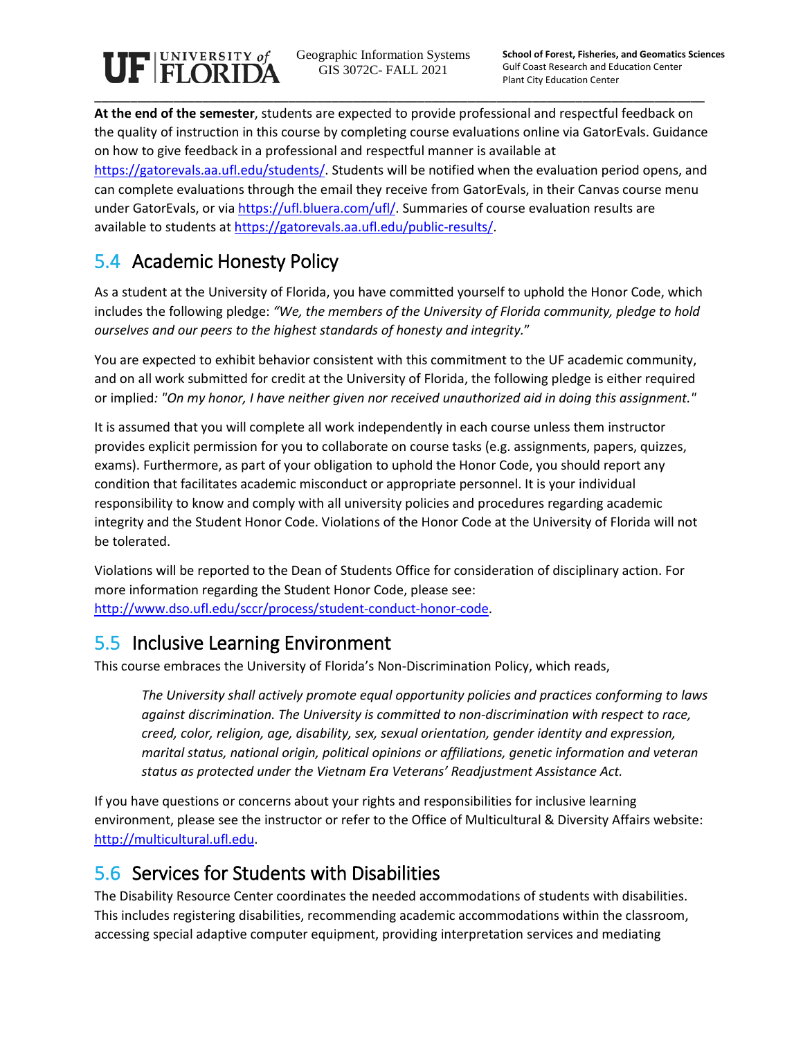**At the end of the semester**, students are expected to provide professional and respectful feedback on the quality of instruction in this course by completing course evaluations online via GatorEvals. Guidance on how to give feedback in a professional and respectful manner is available at https://gatorevals.aa.ufl.edu/students/. Students will be notified when the evaluation period opens, and can complete evaluations through the email they receive from GatorEvals, in their Canvas course menu under GatorEvals, or via https://ufl.bluera.com/ufl/. Summaries of course evaluation results are available to students at https://gatorevals.aa.ufl.edu/public-results/.

## 5.4 Academic Honesty Policy

As a student at the University of Florida, you have committed yourself to uphold the Honor Code, which includes the following pledge: *"We, the members of the University of Florida community, pledge to hold ourselves and our peers to the highest standards of honesty and integrity."*

You are expected to exhibit behavior consistent with this commitment to the UF academic community, and on all work submitted for credit at the University of Florida, the following pledge is either required or implied*: "On my honor, I have neither given nor received unauthorized aid in doing this assignment."*

It is assumed that you will complete all work independently in each course unless them instructor provides explicit permission for you to collaborate on course tasks (e.g. assignments, papers, quizzes, exams). Furthermore, as part of your obligation to uphold the Honor Code, you should report any condition that facilitates academic misconduct or appropriate personnel. It is your individual responsibility to know and comply with all university policies and procedures regarding academic integrity and the Student Honor Code. Violations of the Honor Code at the University of Florida will not be tolerated.

Violations will be reported to the Dean of Students Office for consideration of disciplinary action. For more information regarding the Student Honor Code, please see: http://www.dso.ufl.edu/sccr/process/student-conduct-honor-code.

## 5.5 Inclusive Learning Environment

This course embraces the University of Florida's Non-Discrimination Policy, which reads,

> *The University shall actively promote equal opportunity policies and practices conforming to laws against discrimination. The University is committed to non-discrimination with respect to race, creed, color, religion, age, disability, sex, sexual orientation, gender identity and expression, marital status, national origin, political opinions or affiliations, genetic information and veteran status as protected under the Vietnam Era Veterans' Readjustment Assistance Act.*

If you have questions or concerns about your rights and responsibilities for inclusive learning environment, please see the instructor or refer to the Office of Multicultural & Diversity Affairs website: http://multicultural.ufl.edu.

## 5.6 Services for Students with Disabilities

The Disability Resource Center coordinates the needed accommodations of students with disabilities. This includes registering disabilities, recommending academic accommodations within the classroom, accessing special adaptive computer equipment, providing interpretation services and mediating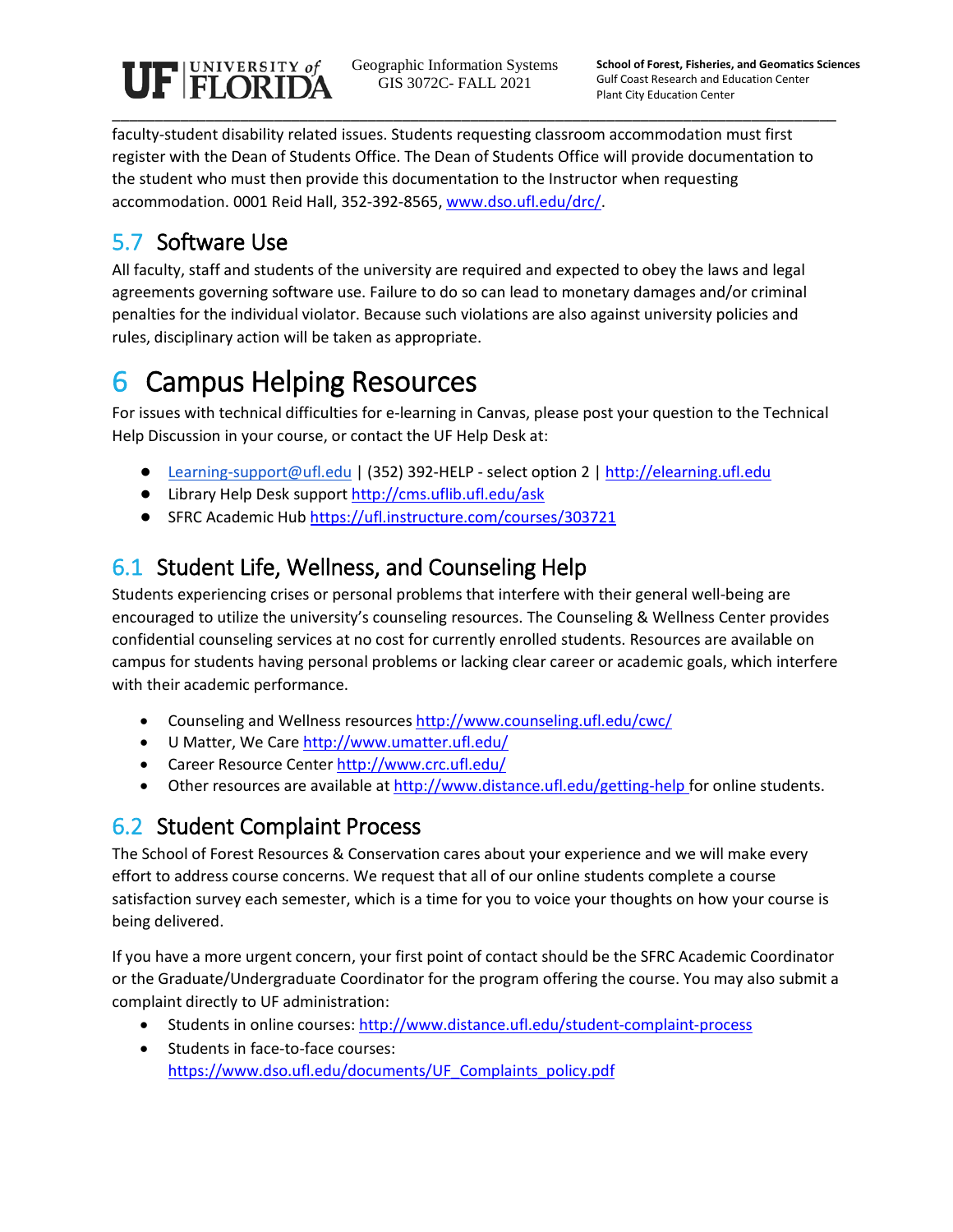faculty-student disability related issues. Students requesting classroom accommodation must first register with the Dean of Students Office. The Dean of Students Office will provide documentation to the student who must then provide this documentation to the Instructor when requesting accommodation. 0001 Reid Hall, 352-392-8565, www.dso.ufl.edu/drc/.

## 5.7 Software Use

All faculty, staff and students of the university are required and expected to obey the laws and legal agreements governing software use. Failure to do so can lead to monetary damages and/or criminal penalties for the individual violator. Because such violations are also against university policies and rules, disciplinary action will be taken as appropriate.

# 6 Campus Helping Resources

For issues with technical difficulties for e-learning in Canvas, please post your question to the Technical Help Discussion in your course, or contact the UF Help Desk at:

- Learning-support@ufl.edu | (352) 392-HELP - select option 2 | http://elearning.ufl.edu
- Library Help Desk support http://cms.uflib.ufl.edu/ask
- SFRC Academic Hub https://ufl.instructure.com/courses/303721

## 6.1 Student Life, Wellness, and Counseling Help

Students experiencing crises or personal problems that interfere with their general well-being are encouraged to utilize the university's counseling resources. The Counseling & Wellness Center provides confidential counseling services at no cost for currently enrolled students. Resources are available on campus for students having personal problems or lacking clear career or academic goals, which interfere with their academic performance.

- Counseling and Wellness resources http://www.counseling.ufl.edu/cwc/
- U Matter, We Care http://www.umatter.ufl.edu/
- Career Resource Center http://www.crc.ufl.edu/
- Other resources are available at http://www.distance.ufl.edu/getting-help for online students.

## 6.2 Student Complaint Process

The School of Forest Resources & Conservation cares about your experience and we will make every effort to address course concerns. We request that all of our online students complete a course satisfaction survey each semester, which is a time for you to voice your thoughts on how your course is being delivered.

If you have a more urgent concern, your first point of contact should be the SFRC Academic Coordinator or the Graduate/Undergraduate Coordinator for the program offering the course. You may also submit a complaint directly to UF administration:

- Students in online courses: http://www.distance.ufl.edu/student-complaint-process
- Students in face-to-face courses: https://www.dso.ufl.edu/documents/UF_Complaints_policy.pdf